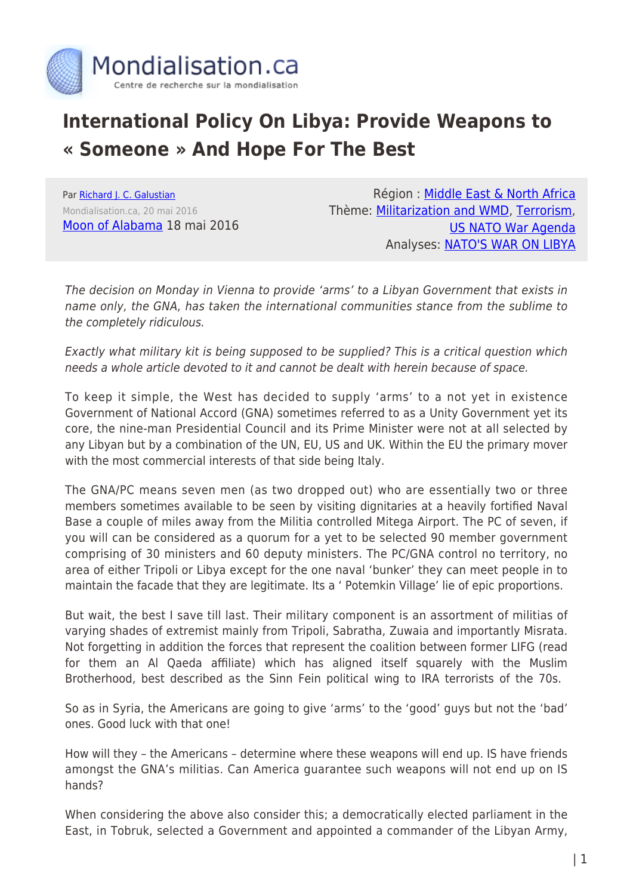# International Policy On Libya: Provide Weapons to « Someone » And Hope For The Best

Par Richard J. C. Galustian
Mondialisation.ca, 20 mai 2016
Moon of Alabama 18 mai 2016

Région : Middle East & North Africa
Thème: Militarization and WMD, Terrorism, US NATO War Agenda
Analyses: NATO'S WAR ON LIBYA

*The decision on Monday in Vienna to provide 'arms' to a Libyan Government that exists in name only, the GNA, has taken the international communities stance from the sublime to the completely ridiculous.*

*Exactly what military kit is being supposed to be supplied? This is a critical question which needs a whole article devoted to it and cannot be dealt with herein because of space.*

To keep it simple, the West has decided to supply 'arms' to a not yet in existence Government of National Accord (GNA) sometimes referred to as a Unity Government yet its core, the nine-man Presidential Council and its Prime Minister were not at all selected by any Libyan but by a combination of the UN, EU, US and UK. Within the EU the primary mover with the most commercial interests of that side being Italy.

The GNA/PC means seven men (as two dropped out) who are essentially two or three members sometimes available to be seen by visiting dignitaries at a heavily fortified Naval Base a couple of miles away from the Militia controlled Mitega Airport. The PC of seven, if you will can be considered as a quorum for a yet to be selected 90 member government comprising of 30 ministers and 60 deputy ministers. The PC/GNA control no territory, no area of either Tripoli or Libya except for the one naval 'bunker' they can meet people in to maintain the facade that they are legitimate. Its a ' Potemkin Village' lie of epic proportions.

But wait, the best I save till last. Their military component is an assortment of militias of varying shades of extremist mainly from Tripoli, Sabratha, Zuwaia and importantly Misrata. Not forgetting in addition the forces that represent the coalition between former LIFG (read for them an Al Qaeda affiliate) which has aligned itself squarely with the Muslim Brotherhood, best described as the Sinn Fein political wing to IRA terrorists of the 70s.

So as in Syria, the Americans are going to give 'arms' to the 'good' guys but not the 'bad' ones. Good luck with that one!

How will they – the Americans – determine where these weapons will end up. IS have friends amongst the GNA's militias. Can America guarantee such weapons will not end up on IS hands?

When considering the above also consider this; a democratically elected parliament in the East, in Tobruk, selected a Government and appointed a commander of the Libyan Army,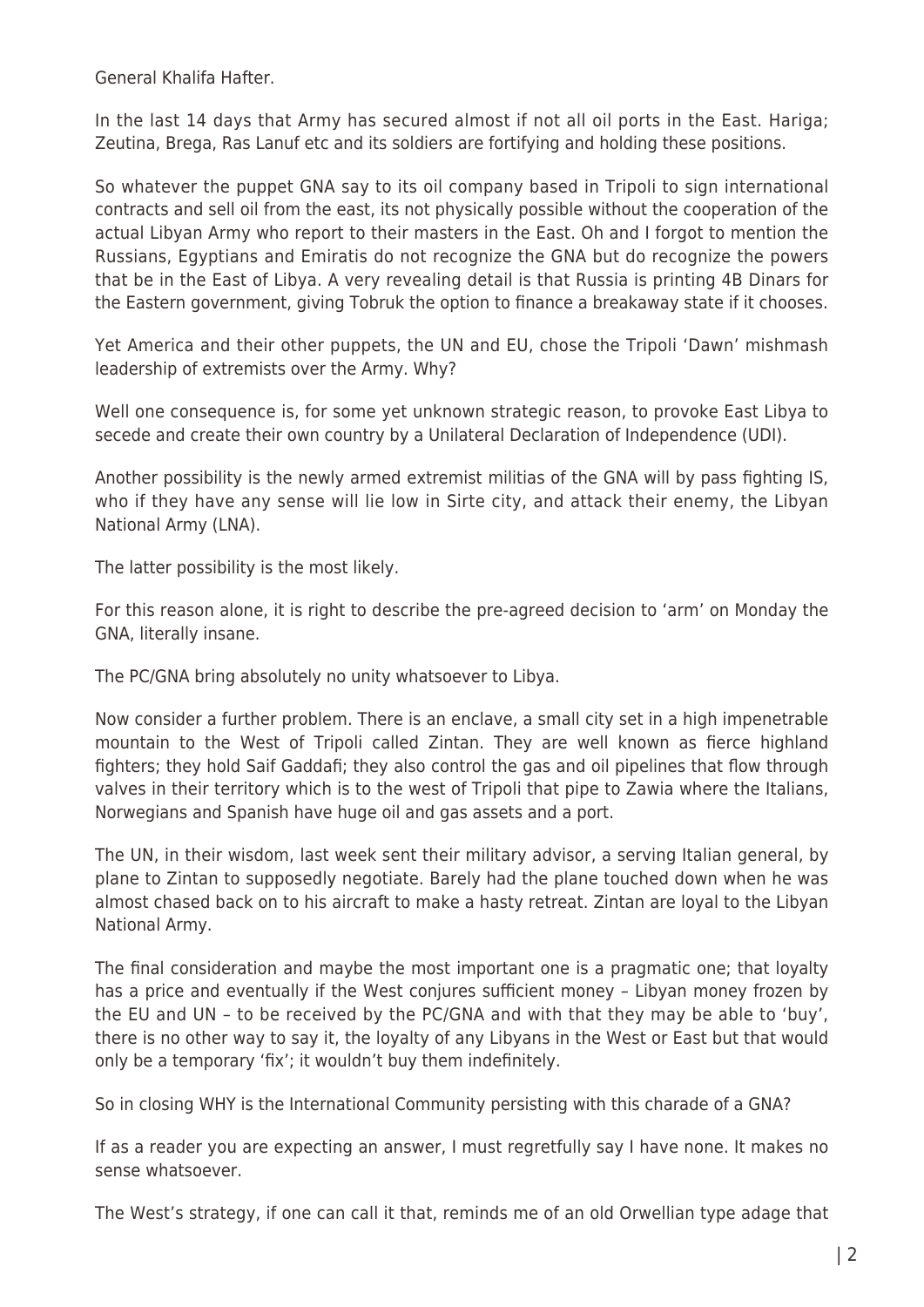General Khalifa Hafter.

In the last 14 days that Army has secured almost if not all oil ports in the East. Hariga; Zeutina, Brega, Ras Lanuf etc and its soldiers are fortifying and holding these positions.

So whatever the puppet GNA say to its oil company based in Tripoli to sign international contracts and sell oil from the east, its not physically possible without the cooperation of the actual Libyan Army who report to their masters in the East. Oh and I forgot to mention the Russians, Egyptians and Emiratis do not recognize the GNA but do recognize the powers that be in the East of Libya. A very revealing detail is that Russia is printing 4B Dinars for the Eastern government, giving Tobruk the option to finance a breakaway state if it chooses.

Yet America and their other puppets, the UN and EU, chose the Tripoli 'Dawn' mishmash leadership of extremists over the Army. Why?

Well one consequence is, for some yet unknown strategic reason, to provoke East Libya to secede and create their own country by a Unilateral Declaration of Independence (UDI).

Another possibility is the newly armed extremist militias of the GNA will by pass fighting IS, who if they have any sense will lie low in Sirte city, and attack their enemy, the Libyan National Army (LNA).

The latter possibility is the most likely.

For this reason alone, it is right to describe the pre-agreed decision to 'arm' on Monday the GNA, literally insane.

The PC/GNA bring absolutely no unity whatsoever to Libya.

Now consider a further problem. There is an enclave, a small city set in a high impenetrable mountain to the West of Tripoli called Zintan. They are well known as fierce highland fighters; they hold Saif Gaddafi; they also control the gas and oil pipelines that flow through valves in their territory which is to the west of Tripoli that pipe to Zawia where the Italians, Norwegians and Spanish have huge oil and gas assets and a port.

The UN, in their wisdom, last week sent their military advisor, a serving Italian general, by plane to Zintan to supposedly negotiate. Barely had the plane touched down when he was almost chased back on to his aircraft to make a hasty retreat. Zintan are loyal to the Libyan National Army.

The final consideration and maybe the most important one is a pragmatic one; that loyalty has a price and eventually if the West conjures sufficient money – Libyan money frozen by the EU and UN – to be received by the PC/GNA and with that they may be able to 'buy', there is no other way to say it, the loyalty of any Libyans in the West or East but that would only be a temporary 'fix'; it wouldn't buy them indefinitely.

So in closing WHY is the International Community persisting with this charade of a GNA?

If as a reader you are expecting an answer, I must regretfully say I have none. It makes no sense whatsoever.

The West's strategy, if one can call it that, reminds me of an old Orwellian type adage that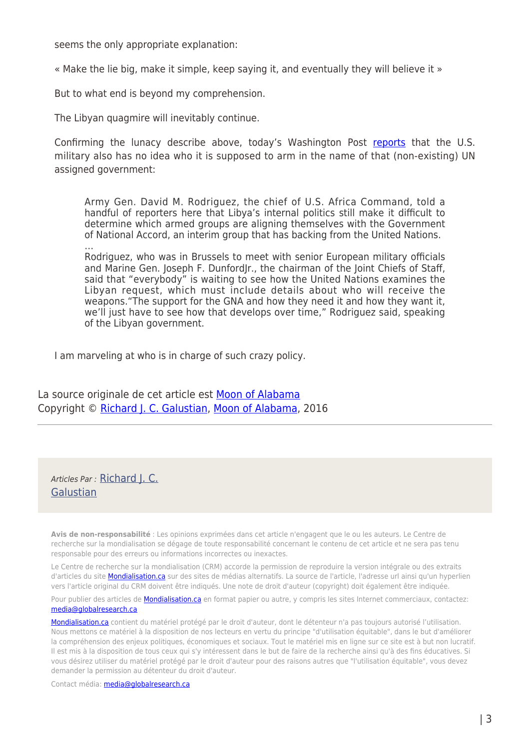seems the only appropriate explanation:

« Make the lie big, make it simple, keep saying it, and eventually they will believe it »

But to what end is beyond my comprehension.

The Libyan quagmire will inevitably continue.

Confirming the lunacy describe above, today's Washington Post [reports](#) that the U.S. military also has no idea who it is supposed to arm in the name of that (non-existing) UN assigned government:

> Army Gen. David M. Rodriguez, the chief of U.S. Africa Command, told a handful of reporters here that Libya's internal politics still make it difficult to determine which armed groups are aligning themselves with the Government of National Accord, an interim group that has backing from the United Nations.
> …
> Rodriguez, who was in Brussels to meet with senior European military officials and Marine Gen. Joseph F. DunfordJr., the chairman of the Joint Chiefs of Staff, said that "everybody" is waiting to see how the United Nations examines the Libyan request, which must include details about who will receive the weapons."The support for the GNA and how they need it and how they want it, we'll just have to see how that develops over time," Rodriguez said, speaking of the Libyan government.

I am marveling at who is in charge of such crazy policy.

La source originale de cet article est Moon of Alabama
Copyright © Richard J. C. Galustian, Moon of Alabama, 2016

---

*Articles Par :* Richard J. C. Galustian

**Avis de non-responsabilité** : Les opinions exprimées dans cet article n'engagent que le ou les auteurs. Le Centre de recherche sur la mondialisation se dégage de toute responsabilité concernant le contenu de cet article et ne sera pas tenu responsable pour des erreurs ou informations incorrectes ou inexactes.

Le Centre de recherche sur la mondialisation (CRM) accorde la permission de reproduire la version intégrale ou des extraits d'articles du site Mondialisation.ca sur des sites de médias alternatifs. La source de l'article, l'adresse url ainsi qu'un hyperlien vers l'article original du CRM doivent être indiqués. Une note de droit d'auteur (copyright) doit également être indiquée.

Pour publier des articles de Mondialisation.ca en format papier ou autre, y compris les sites Internet commerciaux, contactez: media@globalresearch.ca

Mondialisation.ca contient du matériel protégé par le droit d'auteur, dont le détenteur n'a pas toujours autorisé l'utilisation. Nous mettons ce matériel à la disposition de nos lecteurs en vertu du principe "d'utilisation équitable", dans le but d'améliorer la compréhension des enjeux politiques, économiques et sociaux. Tout le matériel mis en ligne sur ce site est à but non lucratif. Il est mis à la disposition de tous ceux qui s'y intéressent dans le but de faire de la recherche ainsi qu'à des fins éducatives. Si vous désirez utiliser du matériel protégé par le droit d'auteur pour des raisons autres que "l'utilisation équitable", vous devez demander la permission au détenteur du droit d'auteur.

Contact média: media@globalresearch.ca